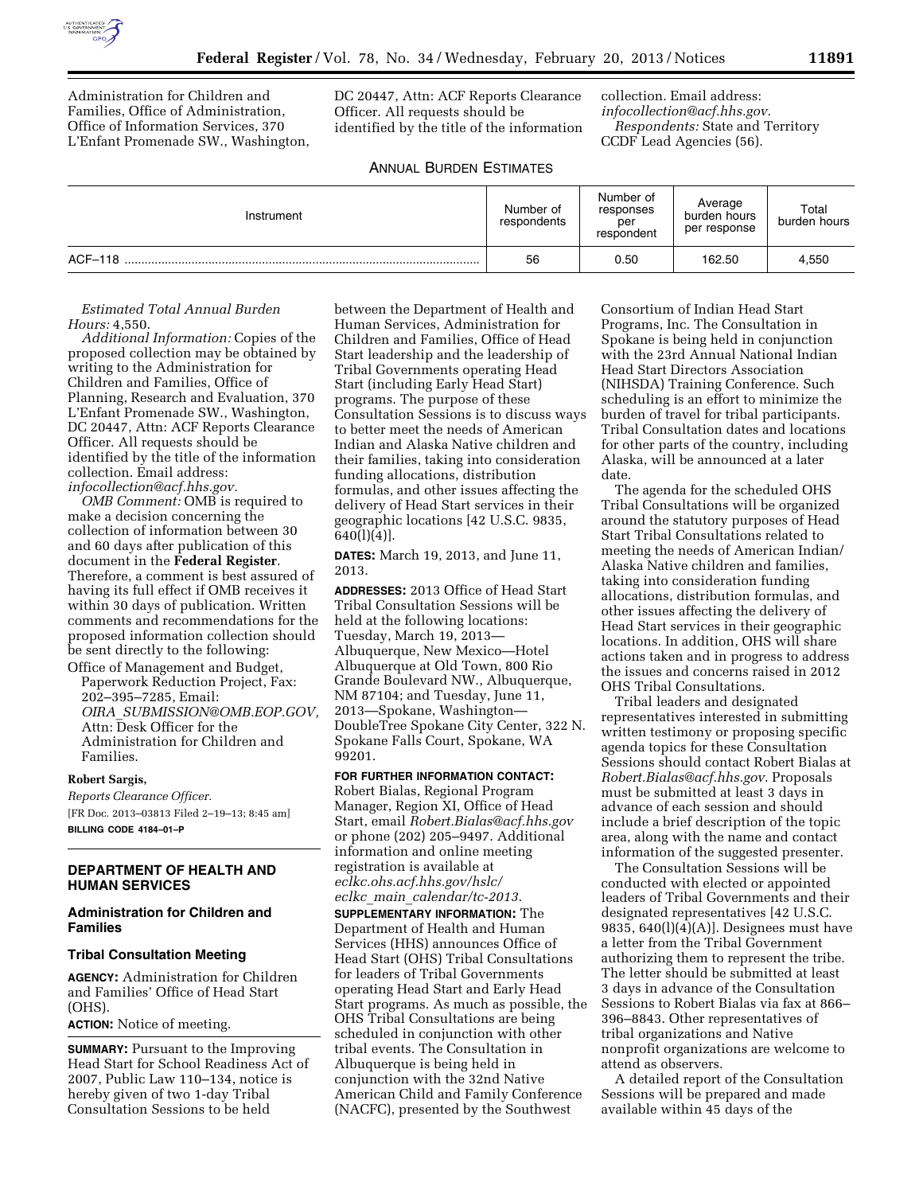Administration for Children and Families, Office of Administration, Office of Information Services, 370 L'Enfant Promenade SW., Washington, DC 20447, Attn: ACF Reports Clearance Officer. All requests should be identified by the title of the information collection. Email address: *infocollection@acf.hhs.gov.*

*Respondents:* State and Territory CCDF Lead Agencies (56).

ANNUAL BURDEN ESTIMATES

| Instrument | Number of respondents | Number of responses per respondent | Average burden hours per response | Total burden hours |
|---|---|---|---|---|
| ACF–118 | 56 | 0.50 | 162.50 | 4,550 |

*Estimated Total Annual Burden Hours:* 4,550.

*Additional Information:* Copies of the proposed collection may be obtained by writing to the Administration for Children and Families, Office of Planning, Research and Evaluation, 370 L'Enfant Promenade SW., Washington, DC 20447, Attn: ACF Reports Clearance Officer. All requests should be identified by the title of the information collection. Email address: *infocollection@acf.hhs.gov.*

*OMB Comment:* OMB is required to make a decision concerning the collection of information between 30 and 60 days after publication of this document in the **Federal Register**. Therefore, a comment is best assured of having its full effect if OMB receives it within 30 days of publication. Written comments and recommendations for the proposed information collection should be sent directly to the following:

Office of Management and Budget, Paperwork Reduction Project, Fax: 202–395–7285, Email: *OIRA_SUBMISSION@OMB.EOP.GOV,* Attn: Desk Officer for the Administration for Children and Families.

**Robert Sargis,**

*Reports Clearance Officer.*

[FR Doc. 2013–03813 Filed 2–19–13; 8:45 am]

**BILLING CODE 4184–01–P**

## DEPARTMENT OF HEALTH AND HUMAN SERVICES

### Administration for Children and Families

### Tribal Consultation Meeting

**AGENCY:** Administration for Children and Families' Office of Head Start (OHS).

**ACTION:** Notice of meeting.

**SUMMARY:** Pursuant to the Improving Head Start for School Readiness Act of 2007, Public Law 110–134, notice is hereby given of two 1-day Tribal Consultation Sessions to be held between the Department of Health and Human Services, Administration for Children and Families, Office of Head Start leadership and the leadership of Tribal Governments operating Head Start (including Early Head Start) programs. The purpose of these Consultation Sessions is to discuss ways to better meet the needs of American Indian and Alaska Native children and their families, taking into consideration funding allocations, distribution formulas, and other issues affecting the delivery of Head Start services in their geographic locations [42 U.S.C. 9835, 640(l)(4)].

**DATES:** March 19, 2013, and June 11, 2013.

**ADDRESSES:** 2013 Office of Head Start Tribal Consultation Sessions will be held at the following locations: Tuesday, March 19, 2013—Albuquerque, New Mexico—Hotel Albuquerque at Old Town, 800 Rio Grande Boulevard NW., Albuquerque, NM 87104; and Tuesday, June 11, 2013—Spokane, Washington—DoubleTree Spokane City Center, 322 N. Spokane Falls Court, Spokane, WA 99201.

**FOR FURTHER INFORMATION CONTACT:** Robert Bialas, Regional Program Manager, Region XI, Office of Head Start, email *Robert.Bialas@acf.hhs.gov* or phone (202) 205–9497. Additional information and online meeting registration is available at *eclkc.ohs.acf.hhs.gov/hslc/eclkc_main_calendar/tc-2013.*

**SUPPLEMENTARY INFORMATION:** The Department of Health and Human Services (HHS) announces Office of Head Start (OHS) Tribal Consultations for leaders of Tribal Governments operating Head Start and Early Head Start programs. As much as possible, the OHS Tribal Consultations are being scheduled in conjunction with other tribal events. The Consultation in Albuquerque is being held in conjunction with the 32nd Native American Child and Family Conference (NACFC), presented by the Southwest Consortium of Indian Head Start Programs, Inc. The Consultation in Spokane is being held in conjunction with the 23rd Annual National Indian Head Start Directors Association (NIHSDA) Training Conference. Such scheduling is an effort to minimize the burden of travel for tribal participants. Tribal Consultation dates and locations for other parts of the country, including Alaska, will be announced at a later date.

The agenda for the scheduled OHS Tribal Consultations will be organized around the statutory purposes of Head Start Tribal Consultations related to meeting the needs of American Indian/Alaska Native children and families, taking into consideration funding allocations, distribution formulas, and other issues affecting the delivery of Head Start services in their geographic locations. In addition, OHS will share actions taken and in progress to address the issues and concerns raised in 2012 OHS Tribal Consultations.

Tribal leaders and designated representatives interested in submitting written testimony or proposing specific agenda topics for these Consultation Sessions should contact Robert Bialas at *Robert.Bialas@acf.hhs.gov*. Proposals must be submitted at least 3 days in advance of each session and should include a brief description of the topic area, along with the name and contact information of the suggested presenter.

The Consultation Sessions will be conducted with elected or appointed leaders of Tribal Governments and their designated representatives [42 U.S.C. 9835, 640(l)(4)(A)]. Designees must have a letter from the Tribal Government authorizing them to represent the tribe. The letter should be submitted at least 3 days in advance of the Consultation Sessions to Robert Bialas via fax at 866–396–8843. Other representatives of tribal organizations and Native nonprofit organizations are welcome to attend as observers.

A detailed report of the Consultation Sessions will be prepared and made available within 45 days of the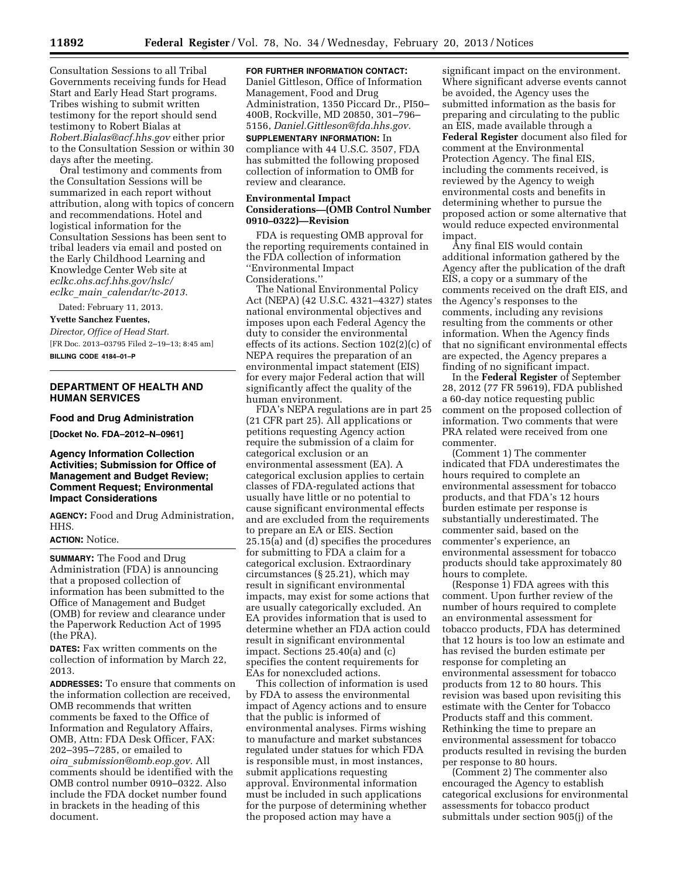Consultation Sessions to all Tribal Governments receiving funds for Head Start and Early Head Start programs. Tribes wishing to submit written testimony for the report should send testimony to Robert Bialas at *Robert.Bialas@acf.hhs.gov* either prior to the Consultation Session or within 30 days after the meeting.

Oral testimony and comments from the Consultation Sessions will be summarized in each report without attribution, along with topics of concern and recommendations. Hotel and logistical information for the Consultation Sessions has been sent to tribal leaders via email and posted on the Early Childhood Learning and Knowledge Center Web site at *eclkc.ohs.acf.hhs.gov/hslc/eclkc_main_calendar/tc-2013.*

Dated: February 11, 2013.

**Yvette Sanchez Fuentes,**

*Director, Office of Head Start.*

[FR Doc. 2013–03795 Filed 2–19–13; 8:45 am]

**BILLING CODE 4184–01–P**

---

## DEPARTMENT OF HEALTH AND HUMAN SERVICES

### Food and Drug Administration

**[Docket No. FDA–2012–N–0961]**

### Agency Information Collection Activities; Submission for Office of Management and Budget Review; Comment Request; Environmental Impact Considerations

**AGENCY:** Food and Drug Administration, HHS.

**ACTION:** Notice.

**SUMMARY:** The Food and Drug Administration (FDA) is announcing that a proposed collection of information has been submitted to the Office of Management and Budget (OMB) for review and clearance under the Paperwork Reduction Act of 1995 (the PRA).

**DATES:** Fax written comments on the collection of information by March 22, 2013.

**ADDRESSES:** To ensure that comments on the information collection are received, OMB recommends that written comments be faxed to the Office of Information and Regulatory Affairs, OMB, Attn: FDA Desk Officer, FAX: 202–395–7285, or emailed to *oira_submission@omb.eop.gov.* All comments should be identified with the OMB control number 0910–0322. Also include the FDA docket number found in brackets in the heading of this document.

**FOR FURTHER INFORMATION CONTACT:** Daniel Gittleson, Office of Information Management, Food and Drug Administration, 1350 Piccard Dr., PI50–400B, Rockville, MD 20850, 301–796–5156, *Daniel.Gittleson@fda.hhs.gov.*

**SUPPLEMENTARY INFORMATION:** In compliance with 44 U.S.C. 3507, FDA has submitted the following proposed collection of information to OMB for review and clearance.

**Environmental Impact Considerations—(OMB Control Number 0910–0322)—Revision**

FDA is requesting OMB approval for the reporting requirements contained in the FDA collection of information ''Environmental Impact Considerations.''

The National Environmental Policy Act (NEPA) (42 U.S.C. 4321–4327) states national environmental objectives and imposes upon each Federal Agency the duty to consider the environmental effects of its actions. Section 102(2)(c) of NEPA requires the preparation of an environmental impact statement (EIS) for every major Federal action that will significantly affect the quality of the human environment.

FDA's NEPA regulations are in part 25 (21 CFR part 25). All applications or petitions requesting Agency action require the submission of a claim for categorical exclusion or an environmental assessment (EA). A categorical exclusion applies to certain classes of FDA-regulated actions that usually have little or no potential to cause significant environmental effects and are excluded from the requirements to prepare an EA or EIS. Section 25.15(a) and (d) specifies the procedures for submitting to FDA a claim for a categorical exclusion. Extraordinary circumstances (§ 25.21), which may result in significant environmental impacts, may exist for some actions that are usually categorically excluded. An EA provides information that is used to determine whether an FDA action could result in significant environmental impact. Sections 25.40(a) and (c) specifies the content requirements for EAs for nonexcluded actions.

This collection of information is used by FDA to assess the environmental impact of Agency actions and to ensure that the public is informed of environmental analyses. Firms wishing to manufacture and market substances regulated under statues for which FDA is responsible must, in most instances, submit applications requesting approval. Environmental information must be included in such applications for the purpose of determining whether the proposed action may have a significant impact on the environment. Where significant adverse events cannot be avoided, the Agency uses the submitted information as the basis for preparing and circulating to the public an EIS, made available through a **Federal Register** document also filed for comment at the Environmental Protection Agency. The final EIS, including the comments received, is reviewed by the Agency to weigh environmental costs and benefits in determining whether to pursue the proposed action or some alternative that would reduce expected environmental impact.

Any final EIS would contain additional information gathered by the Agency after the publication of the draft EIS, a copy or a summary of the comments received on the draft EIS, and the Agency's responses to the comments, including any revisions resulting from the comments or other information. When the Agency finds that no significant environmental effects are expected, the Agency prepares a finding of no significant impact.

In the **Federal Register** of September 28, 2012 (77 FR 59619), FDA published a 60-day notice requesting public comment on the proposed collection of information. Two comments that were PRA related were received from one commenter.

(Comment 1) The commenter indicated that FDA underestimates the hours required to complete an environmental assessment for tobacco products, and that FDA's 12 hours burden estimate per response is substantially underestimated. The commenter said, based on the commenter's experience, an environmental assessment for tobacco products should take approximately 80 hours to complete.

(Response 1) FDA agrees with this comment. Upon further review of the number of hours required to complete an environmental assessment for tobacco products, FDA has determined that 12 hours is too low an estimate and has revised the burden estimate per response for completing an environmental assessment for tobacco products from 12 to 80 hours. This revision was based upon revisiting this estimate with the Center for Tobacco Products staff and this comment. Rethinking the time to prepare an environmental assessment for tobacco products resulted in revising the burden per response to 80 hours.

(Comment 2) The commenter also encouraged the Agency to establish categorical exclusions for environmental assessments for tobacco product submittals under section 905(j) of the